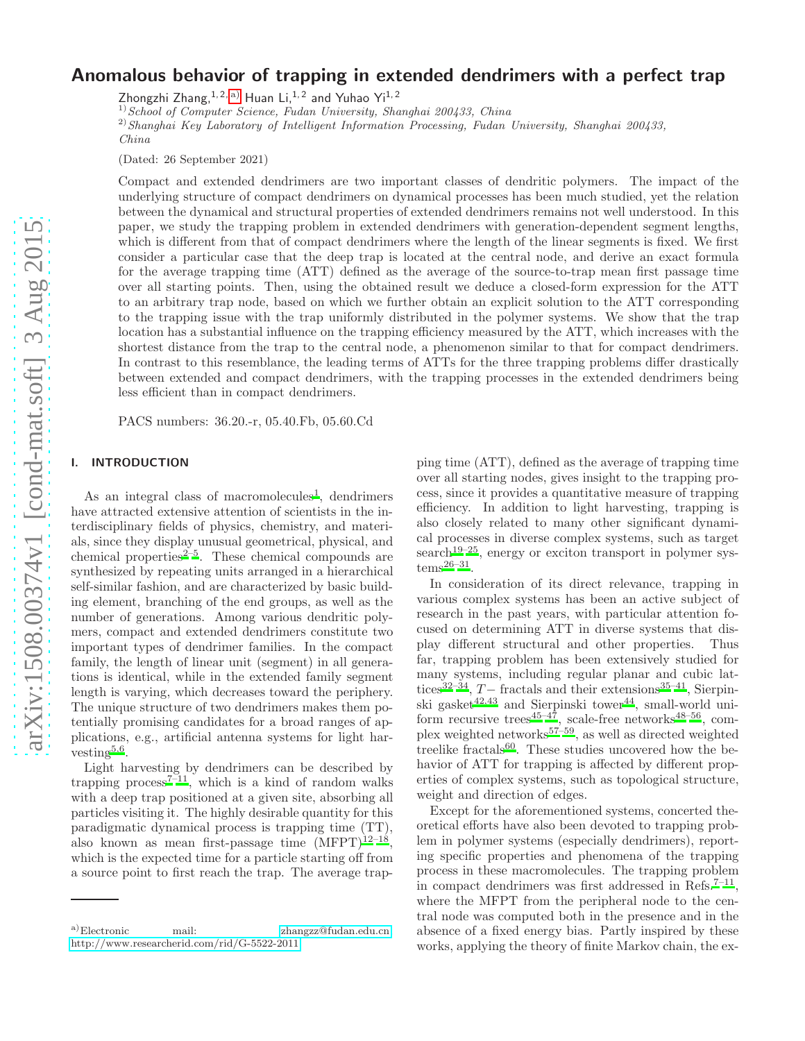# Anomalous behavior of trapping in extended dendrimers with a perfect trap

Zhongzhi Zhang,[1,2,a)] Huan Li,[1,2] and Yuhao Yi[1,2]

[1)] *School of Computer Science, Fudan University, Shanghai 200433, China*

[2)] *Shanghai Key Laboratory of Intelligent Information Processing, Fudan University, Shanghai 200433, China*

(Dated: 26 September 2021)

Compact and extended dendrimers are two important classes of dendritic polymers. The impact of the underlying structure of compact dendrimers on dynamical processes has been much studied, yet the relation between the dynamical and structural properties of extended dendrimers remains not well understood. In this paper, we study the trapping problem in extended dendrimers with generation-dependent segment lengths, which is different from that of compact dendrimers where the length of the linear segments is fixed. We first consider a particular case that the deep trap is located at the central node, and derive an exact formula for the average trapping time (ATT) defined as the average of the source-to-trap mean first passage time over all starting points. Then, using the obtained result we deduce a closed-form expression for the ATT to an arbitrary trap node, based on which we further obtain an explicit solution to the ATT corresponding to the trapping issue with the trap uniformly distributed in the polymer systems. We show that the trap location has a substantial influence on the trapping efficiency measured by the ATT, which increases with the shortest distance from the trap to the central node, a phenomenon similar to that for compact dendrimers. In contrast to this resemblance, the leading terms of ATTs for the three trapping problems differ drastically between extended and compact dendrimers, with the trapping processes in the extended dendrimers being less efficient than in compact dendrimers.

PACS numbers: 36.20.-r, 05.40.Fb, 05.60.Cd

## I. INTRODUCTION

As an integral class of macromolecules[1], dendrimers have attracted extensive attention of scientists in the interdisciplinary fields of physics, chemistry, and materials, since they display unusual geometrical, physical, and chemical properties[2–5]. These chemical compounds are synthesized by repeating units arranged in a hierarchical self-similar fashion, and are characterized by basic building element, branching of the end groups, as well as the number of generations. Among various dendritic polymers, compact and extended dendrimers constitute two important types of dendrimer families. In the compact family, the length of linear unit (segment) in all generations is identical, while in the extended family segment length is varying, which decreases toward the periphery. The unique structure of two dendrimers makes them potentially promising candidates for a broad ranges of applications, e.g., artificial antenna systems for light harvesting[5,6].

Light harvesting by dendrimers can be described by trapping process[7–11], which is a kind of random walks with a deep trap positioned at a given site, absorbing all particles visiting it. The highly desirable quantity for this paradigmatic dynamical process is trapping time (TT), also known as mean first-passage time (MFPT)[12–18], which is the expected time for a particle starting off from a source point to first reach the trap. The average trapping time (ATT), defined as the average of trapping time over all starting nodes, gives insight to the trapping process, since it provides a quantitative measure of trapping efficiency. In addition to light harvesting, trapping is also closely related to many other significant dynamical processes in diverse complex systems, such as target search[19–25], energy or exciton transport in polymer systems[26–31].

In consideration of its direct relevance, trapping in various complex systems has been an active subject of research in the past years, with particular attention focused on determining ATT in diverse systems that display different structural and other properties. Thus far, trapping problem has been extensively studied for many systems, including regular planar and cubic lattices[32–34], $T-$ fractals and their extensions[35–41], Sierpinski gasket[42,43] and Sierpinski tower[44], small-world uniform recursive trees[45–47], scale-free networks[48–56], complex weighted networks[57–59], as well as directed weighted treelike fractals[60]. These studies uncovered how the behavior of ATT for trapping is affected by different properties of complex systems, such as topological structure, weight and direction of edges.

Except for the aforementioned systems, concerted theoretical efforts have also been devoted to trapping problem in polymer systems (especially dendrimers), reporting specific properties and phenomena of the trapping process in these macromolecules. The trapping problem in compact dendrimers was first addressed in Refs.[7–11], where the MFPT from the peripheral node to the central node was computed both in the presence and in the absence of a fixed energy bias. Partly inspired by these works, applying the theory of finite Markov chain, the ex-

a) Electronic mail: zhangzz@fudan.edu.cn; http://www.researcherid.com/rid/G-5522-2011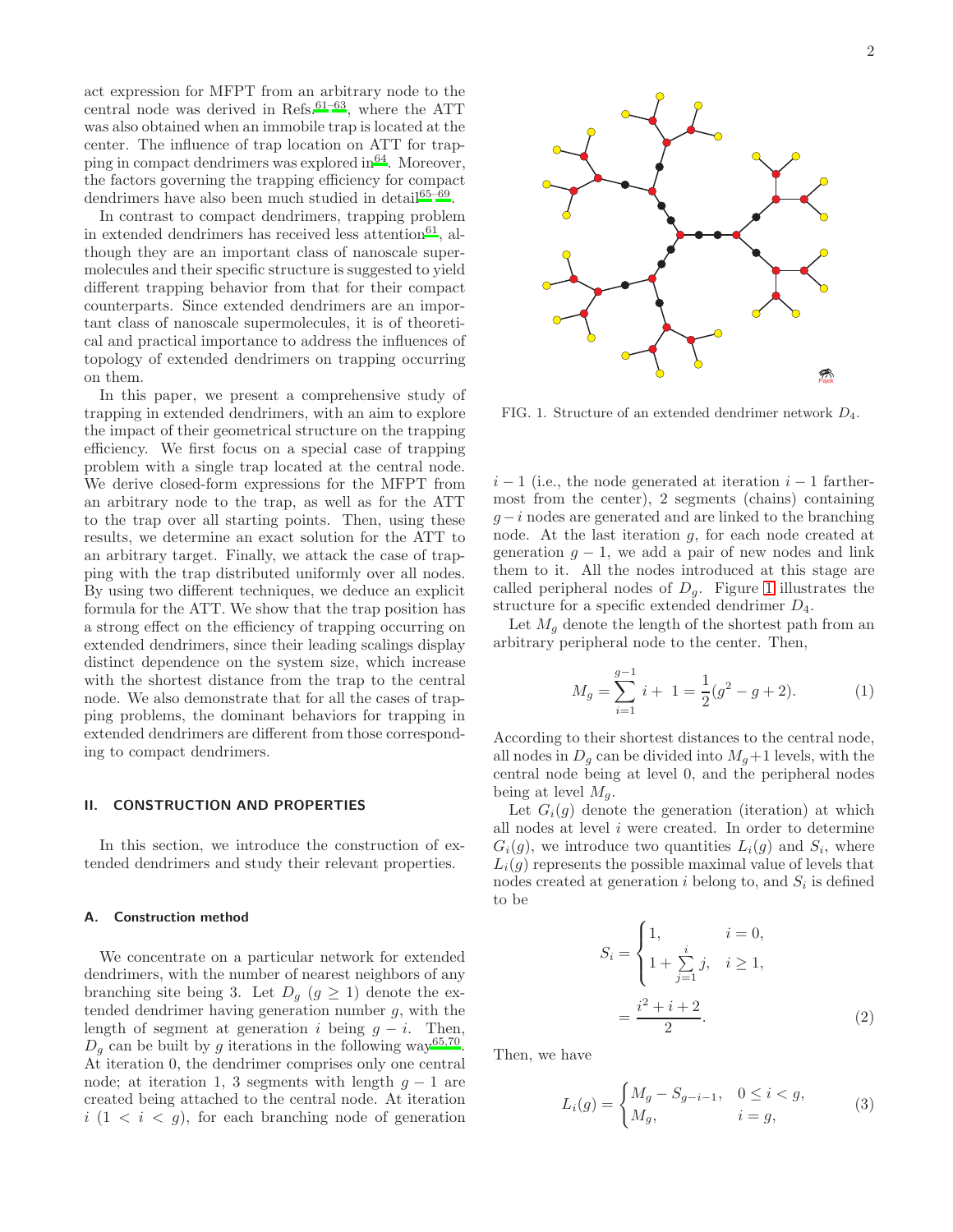act expression for MFPT from an arbitrary node to the central node was derived in Refs.[61–63], where the ATT was also obtained when an immobile trap is located at the center. The influence of trap location on ATT for trapping in compact dendrimers was explored in[64]. Moreover, the factors governing the trapping efficiency for compact dendrimers have also been much studied in detail[65–69].

In contrast to compact dendrimers, trapping problem in extended dendrimers has received less attention[61], although they are an important class of nanoscale supermolecules and their specific structure is suggested to yield different trapping behavior from that for their compact counterparts. Since extended dendrimers are an important class of nanoscale supermolecules, it is of theoretical and practical importance to address the influences of topology of extended dendrimers on trapping occurring on them.

In this paper, we present a comprehensive study of trapping in extended dendrimers, with an aim to explore the impact of their geometrical structure on the trapping efficiency. We first focus on a special case of trapping problem with a single trap located at the central node. We derive closed-form expressions for the MFPT from an arbitrary node to the trap, as well as for the ATT to the trap over all starting points. Then, using these results, we determine an exact solution for the ATT to an arbitrary target. Finally, we attack the case of trapping with the trap distributed uniformly over all nodes. By using two different techniques, we deduce an explicit formula for the ATT. We show that the trap position has a strong effect on the efficiency of trapping occurring on extended dendrimers, since their leading scalings display distinct dependence on the system size, which increase with the shortest distance from the trap to the central node. We also demonstrate that for all the cases of trapping problems, the dominant behaviors for trapping in extended dendrimers are different from those corresponding to compact dendrimers.

## II. CONSTRUCTION AND PROPERTIES

In this section, we introduce the construction of extended dendrimers and study their relevant properties.

### A. Construction method

We concentrate on a particular network for extended dendrimers, with the number of nearest neighbors of any branching site being 3. Let $D_g$ ($g \geq 1$) denote the extended dendrimer having generation number $g$, with the length of segment at generation $i$ being $g - i$. Then, $D_g$ can be built by $g$ iterations in the following way[65,70]. At iteration 0, the dendrimer comprises only one central node; at iteration 1, 3 segments with length $g-1$ are created being attached to the central node. At iteration $i$ ($1 < i < g$), for each branching node of generation $i-1$ (i.e., the node generated at iteration $i-1$ farthermost from the center), 2 segments (chains) containing $g-i$ nodes are generated and are linked to the branching node. At the last iteration $g$, for each node created at generation $g-1$, we add a pair of new nodes and link them to it. All the nodes introduced at this stage are called peripheral nodes of $D_g$. Figure 1 illustrates the structure for a specific extended dendrimer $D_4$.

FIG. 1. Structure of an extended dendrimer network $D_4$.

Let $M_g$ denote the length of the shortest path from an arbitrary peripheral node to the center. Then,

$$M_g = \sum_{i=1}^{g-1} i + 1 = \frac{1}{2}(g^2 - g + 2). \tag{1}$$

According to their shortest distances to the central node, all nodes in $D_g$ can be divided into $M_g+1$ levels, with the central node being at level 0, and the peripheral nodes being at level $M_g$.

Let $G_i(g)$ denote the generation (iteration) at which all nodes at level $i$ were created. In order to determine $G_i(g)$, we introduce two quantities $L_i(g)$ and $S_i$, where $L_i(g)$ represents the possible maximal value of levels that nodes created at generation $i$ belong to, and $S_i$ is defined to be

$$S_i = \begin{cases} 1, & i = 0, \\ 1 + \sum\limits_{j=1}^{i} j, & i \geq 1, \end{cases}$$
$$= \frac{i^2 + i + 2}{2}. \tag{2}$$

Then, we have

$$L_i(g) = \begin{cases} M_g - S_{g-i-1}, & 0 \leq i < g, \\ M_g, & i = g, \end{cases} \tag{3}$$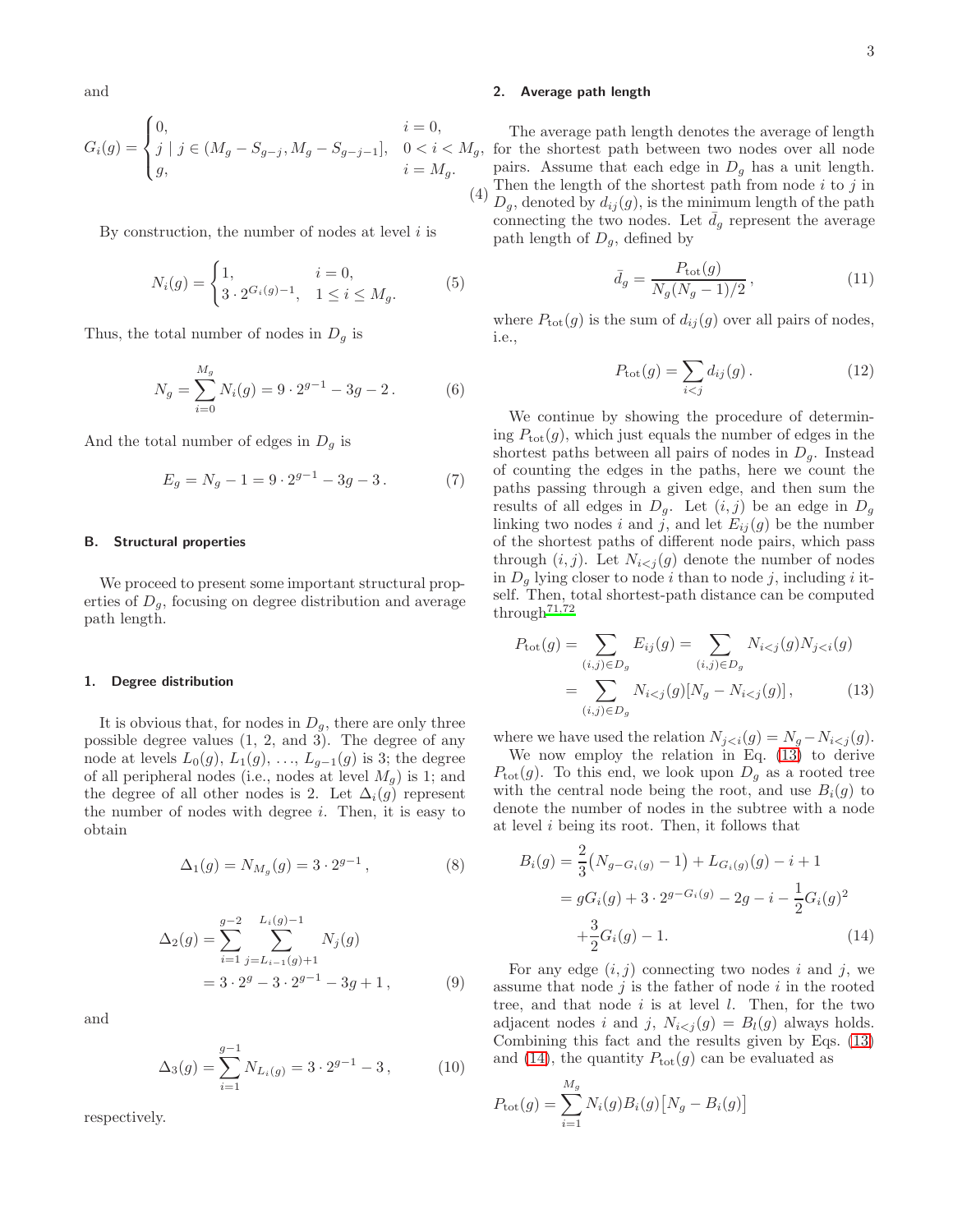and

$$
G_i(g) = \begin{cases} 0, & i = 0, \\ j \mid j \in (M_g - S_{g-j}, M_g - S_{g-j-1}], & 0 < i < M_g, \\ g, & i = M_g. \end{cases} \tag{4}
$$

By construction, the number of nodes at level $i$ is

$$
N_i(g) = \begin{cases} 1, & i = 0, \\ 3 \cdot 2^{G_i(g)-1}, & 1 \le i \le M_g. \end{cases} \tag{5}
$$

Thus, the total number of nodes in $D_g$ is

$$
N_g = \sum_{i=0}^{M_g} N_i(g) = 9 \cdot 2^{g-1} - 3g - 2\,. \tag{6}
$$

And the total number of edges in $D_g$ is

$$
E_g = N_g - 1 = 9 \cdot 2^{g-1} - 3g - 3\,. \tag{7}
$$

## B. Structural properties

We proceed to present some important structural properties of $D_g$, focusing on degree distribution and average path length.

### 1. Degree distribution

It is obvious that, for nodes in $D_g$, there are only three possible degree values (1, 2, and 3). The degree of any node at levels $L_0(g)$, $L_1(g)$, …, $L_{g-1}(g)$ is 3; the degree of all peripheral nodes (i.e., nodes at level $M_g$) is 1; and the degree of all other nodes is 2. Let $\Delta_i(g)$ represent the number of nodes with degree $i$. Then, it is easy to obtain

$$
\Delta_1(g) = N_{M_g}(g) = 3 \cdot 2^{g-1}\,, \tag{8}
$$

$$
\begin{aligned}
\Delta_2(g) &= \sum_{i=1}^{g-2} \sum_{j=L_{i-1}(g)+1}^{L_i(g)-1} N_j(g) \\
&= 3 \cdot 2^{g} - 3 \cdot 2^{g-1} - 3g + 1\,,
\end{aligned} \tag{9}
$$

and

$$
\Delta_3(g) = \sum_{i=1}^{g-1} N_{L_i(g)} = 3 \cdot 2^{g-1} - 3\,, \tag{10}
$$

respectively.

### 2. Average path length

The average path length denotes the average of length for the shortest path between two nodes over all node pairs. Assume that each edge in $D_g$ has a unit length. Then the length of the shortest path from node $i$ to $j$ in $D_g$, denoted by $d_{ij}(g)$, is the minimum length of the path connecting the two nodes. Let $\bar{d}_g$ represent the average path length of $D_g$, defined by

$$
\bar{d}_g = \frac{P_{\rm tot}(g)}{N_g(N_g-1)/2}\,, \tag{11}
$$

where $P_{\rm tot}(g)$ is the sum of $d_{ij}(g)$ over all pairs of nodes, i.e.,

$$
P_{\rm tot}(g) = \sum_{i<j} d_{ij}(g)\,. \tag{12}
$$

We continue by showing the procedure of determining $P_{\rm tot}(g)$, which just equals the number of edges in the shortest paths between all pairs of nodes in $D_g$. Instead of counting the edges in the paths, here we count the paths passing through a given edge, and then sum the results of all edges in $D_g$. Let $(i,j)$ be an edge in $D_g$ linking two nodes $i$ and $j$, and let $E_{ij}(g)$ be the number of the shortest paths of different node pairs, which pass through $(i,j)$. Let $N_{i<j}(g)$ denote the number of nodes in $D_g$ lying closer to node $i$ than to node $j$, including $i$ itself. Then, total shortest-path distance can be computed through[71,72]

$$
\begin{aligned}
P_{\rm tot}(g) &= \sum_{(i,j)\in D_g} E_{ij}(g) = \sum_{(i,j)\in D_g} N_{i<j}(g) N_{j<i}(g) \\
&= \sum_{(i,j)\in D_g} N_{i<j}(g)[N_g - N_{i<j}(g)]\,,
\end{aligned} \tag{13}
$$

where we have used the relation $N_{j<i}(g) = N_g - N_{i<j}(g)$.

We now employ the relation in Eq. (13) to derive $P_{\rm tot}(g)$. To this end, we look upon $D_g$ as a rooted tree with the central node being the root, and use $B_i(g)$ to denote the number of nodes in the subtree with a node at level $i$ being its root. Then, it follows that

$$
\begin{aligned}
B_i(g) &= \frac{2}{3}\big(N_{g-G_i(g)} - 1\big) + L_{G_i(g)}(g) - i + 1 \\
&= gG_i(g) + 3 \cdot 2^{g-G_i(g)} - 2g - i - \frac{1}{2}G_i(g)^2 \\
&\quad + \frac{3}{2}G_i(g) - 1.
\end{aligned} \tag{14}
$$

For any edge $(i,j)$ connecting two nodes $i$ and $j$, we assume that node $j$ is the father of node $i$ in the rooted tree, and that node $i$ is at level $l$. Then, for the two adjacent nodes $i$ and $j$, $N_{i<j}(g) = B_l(g)$ always holds. Combining this fact and the results given by Eqs. (13) and (14), the quantity $P_{\rm tot}(g)$ can be evaluated as

$$
P_{\rm tot}(g) = \sum_{i=1}^{M_g} N_i(g) B_i(g) \big[N_g - B_i(g)\big]
$$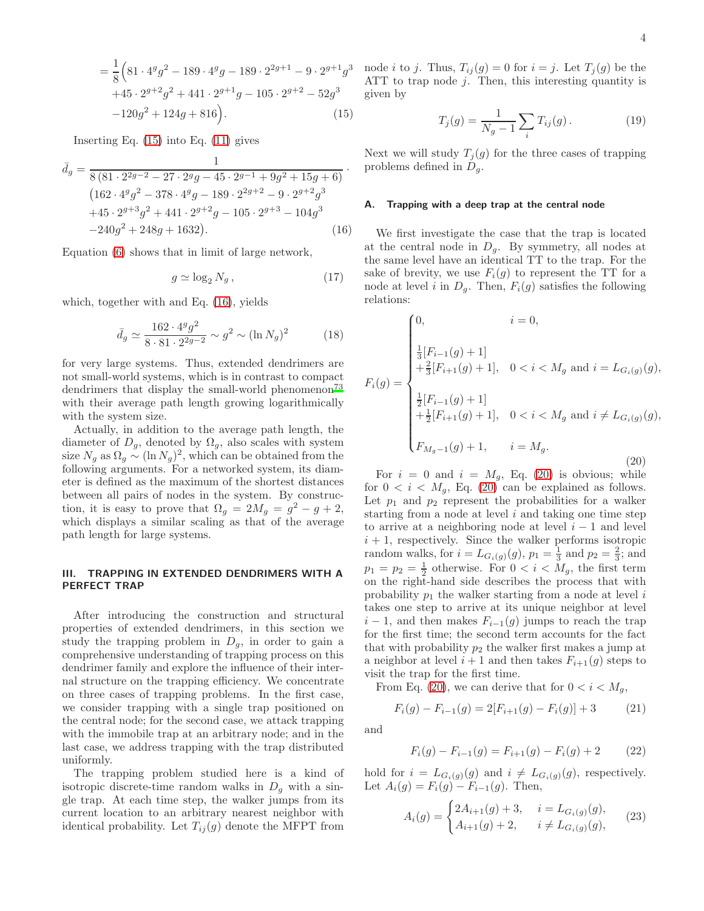$$
\begin{aligned}
&= \frac{1}{8}\Big(81 \cdot 4^g g^2 - 189 \cdot 4^g g - 189 \cdot 2^{2g+1} - 9 \cdot 2^{g+1} g^3 \\
&\quad + 45 \cdot 2^{g+2} g^2 + 441 \cdot 2^{g+1} g - 105 \cdot 2^{g+2} - 52 g^3 \\
&\quad - 120 g^2 + 124 g + 816\Big). \qquad (15)
\end{aligned}
$$

Inserting Eq. (15) into Eq. (11) gives

$$
\begin{aligned}
\bar{d}_g &= \frac{1}{8\left(81 \cdot 2^{2g-2} - 27 \cdot 2^g g - 45 \cdot 2^{g-1} + 9g^2 + 15g + 6\right)} \cdot \\
&\quad \big(162 \cdot 4^g g^2 - 378 \cdot 4^g g - 189 \cdot 2^{2g+2} - 9 \cdot 2^{g+2} g^3 \\
&\quad + 45 \cdot 2^{g+3} g^2 + 441 \cdot 2^{g+2} g - 105 \cdot 2^{g+3} - 104 g^3 \\
&\quad - 240 g^2 + 248 g + 1632\big). \qquad (16)
\end{aligned}
$$

Equation (6) shows that in limit of large network,

$$
g \simeq \log_2 N_g \,, \qquad (17)
$$

which, together with and Eq. (16), yields

$$
\bar{d}_g \simeq \frac{162 \cdot 4^g g^2}{8 \cdot 81 \cdot 2^{2g-2}} \sim g^2 \sim (\ln N_g)^2 \qquad (18)
$$

for very large systems. Thus, extended dendrimers are not small-world systems, which is in contrast to compact dendrimers that display the small-world phenomenon[73] with their average path length growing logarithmically with the system size.

Actually, in addition to the average path length, the diameter of $D_g$, denoted by $\Omega_g$, also scales with system size $N_g$ as $\Omega_g \sim (\ln N_g)^2$, which can be obtained from the following arguments. For a networked system, its diameter is defined as the maximum of the shortest distances between all pairs of nodes in the system. By construction, it is easy to prove that $\Omega_g = 2M_g = g^2 - g + 2$, which displays a similar scaling as that of the average path length for large systems.

## III. TRAPPING IN EXTENDED DENDRIMERS WITH A PERFECT TRAP

After introducing the construction and structural properties of extended dendrimers, in this section we study the trapping problem in $D_g$, in order to gain a comprehensive understanding of trapping process on this dendrimer family and explore the influence of their internal structure on the trapping efficiency. We concentrate on three cases of trapping problems. In the first case, we consider trapping with a single trap positioned on the central node; for the second case, we attack trapping with the immobile trap at an arbitrary node; and in the last case, we address trapping with the trap distributed uniformly.

The trapping problem studied here is a kind of isotropic discrete-time random walks in $D_g$ with a single trap. At each time step, the walker jumps from its current location to an arbitrary nearest neighbor with identical probability. Let $T_{ij}(g)$ denote the MFPT from node $i$ to $j$. Thus, $T_{ij}(g) = 0$ for $i = j$. Let $T_j(g)$ be the ATT to trap node $j$. Then, this interesting quantity is given by

$$
T_j(g) = \frac{1}{N_g - 1} \sum_i T_{ij}(g) \,. \qquad (19)
$$

Next we will study $T_j(g)$ for the three cases of trapping problems defined in $D_g$.

### A. Trapping with a deep trap at the central node

We first investigate the case that the trap is located at the central node in $D_g$. By symmetry, all nodes at the same level have an identical TT to the trap. For the sake of brevity, we use $F_i(g)$ to represent the TT for a node at level $i$ in $D_g$. Then, $F_i(g)$ satisfies the following relations:

$$
F_i(g) = \begin{cases}
0, & i = 0, \\
\frac{1}{3}[F_{i-1}(g) + 1] + \frac{2}{3}[F_{i+1}(g) + 1], & 0 < i < M_g \text{ and } i = L_{G_i(g)}(g), \\
\frac{1}{2}[F_{i-1}(g) + 1] + \frac{1}{2}[F_{i+1}(g) + 1], & 0 < i < M_g \text{ and } i \neq L_{G_i(g)}(g), \\
F_{M_g - 1}(g) + 1, & i = M_g.
\end{cases} \qquad (20)
$$

For $i = 0$ and $i = M_g$, Eq. (20) is obvious; while for $0 < i < M_g$, Eq. (20) can be explained as follows. Let $p_1$ and $p_2$ represent the probabilities for a walker starting from a node at level $i$ and taking one time step to arrive at a neighboring node at level $i-1$ and level $i+1$, respectively. Since the walker performs isotropic random walks, for $i = L_{G_i(g)}(g)$, $p_1 = \frac{1}{3}$ and $p_2 = \frac{2}{3}$; and $p_1 = p_2 = \frac{1}{2}$ otherwise. For $0 < i < M_g$, the first term on the right-hand side describes the process that with probability $p_1$ the walker starting from a node at level $i$ takes one step to arrive at its unique neighbor at level $i-1$, and then makes $F_{i-1}(g)$ jumps to reach the trap for the first time; the second term accounts for the fact that with probability $p_2$ the walker first makes a jump at a neighbor at level $i+1$ and then takes $F_{i+1}(g)$ steps to visit the trap for the first time.

From Eq. (20), we can derive that for $0 < i < M_g$,

$$
F_i(g) - F_{i-1}(g) = 2[F_{i+1}(g) - F_i(g)] + 3 \qquad (21)
$$

and

$$
F_i(g) - F_{i-1}(g) = F_{i+1}(g) - F_i(g) + 2 \qquad (22)
$$

hold for $i = L_{G_i(g)}(g)$ and $i \neq L_{G_i(g)}(g)$, respectively. Let $A_i(g) = F_i(g) - F_{i-1}(g)$. Then,

$$
A_i(g) = \begin{cases}
2A_{i+1}(g) + 3, & i = L_{G_i(g)}(g), \\
A_{i+1}(g) + 2, & i \neq L_{G_i(g)}(g),
\end{cases} \qquad (23)
$$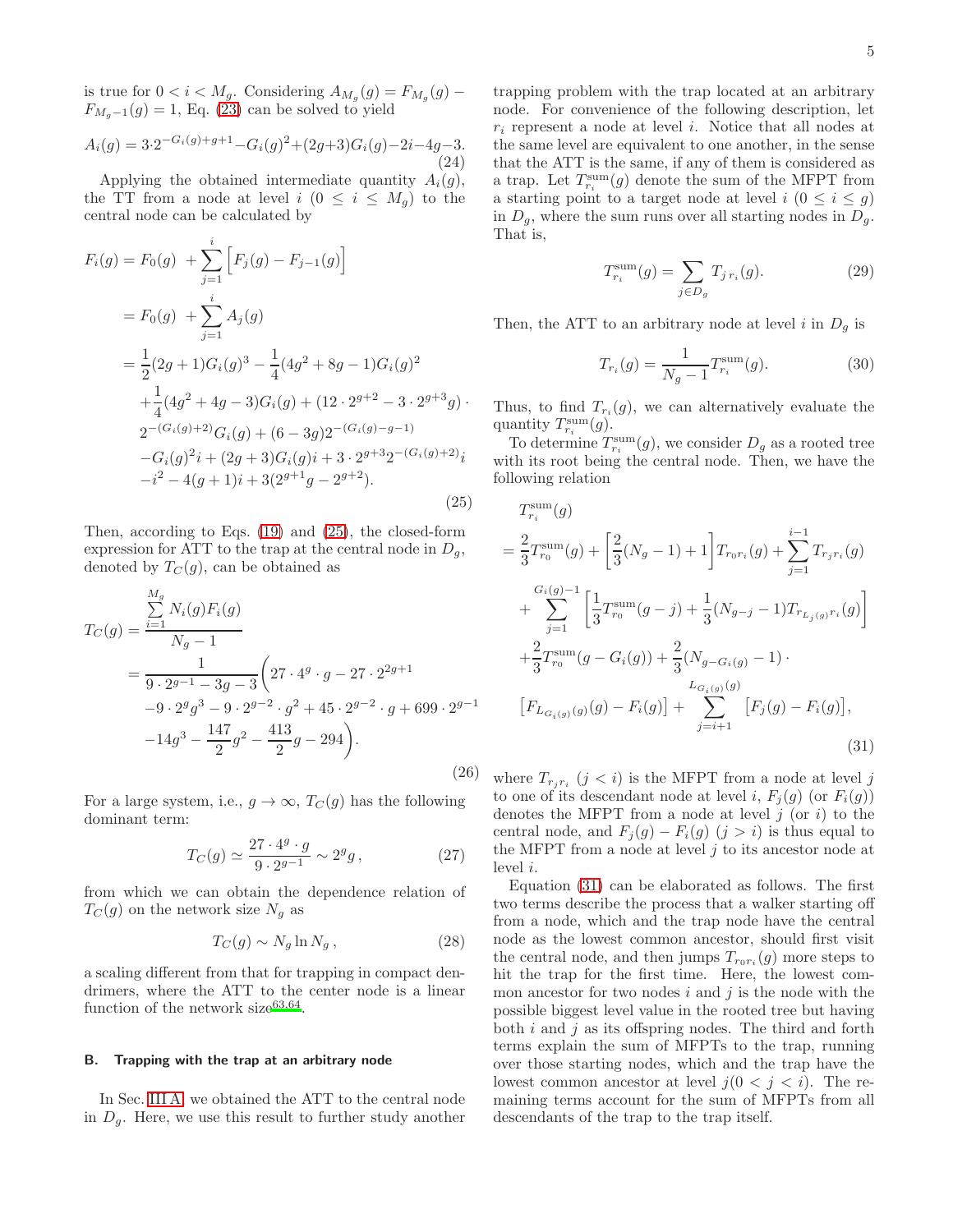is true for $0 < i < M_g$. Considering $A_{M_g}(g) = F_{M_g}(g) - F_{M_g-1}(g) = 1$, Eq. (23) can be solved to yield

$$A_i(g) = 3 \cdot 2^{-G_i(g)+g+1} - G_i(g)^2 + (2g+3)G_i(g) - 2i - 4g - 3. \tag{24}$$

Applying the obtained intermediate quantity $A_i(g)$, the TT from a node at level $i$ ($0 \leq i \leq M_g$) to the central node can be calculated by

$$\begin{aligned}
F_i(g) &= F_0(g) \; + \sum_{j=1}^{i} \Big[F_j(g) - F_{j-1}(g)\Big] \\
&= F_0(g) \; + \sum_{j=1}^{i} A_j(g) \\
&= \frac{1}{2}(2g+1)G_i(g)^3 - \frac{1}{4}(4g^2+8g-1)G_i(g)^2 \\
&\quad + \frac{1}{4}(4g^2+4g-3)G_i(g) + (12 \cdot 2^{g+2} - 3 \cdot 2^{g+3}g) \cdot \\
&\quad 2^{-(G_i(g)+2)}G_i(g) + (6-3g)2^{-(G_i(g)-g-1)} \\
&\quad - G_i(g)^2 i + (2g+3)G_i(g)i + 3 \cdot 2^{g+3}2^{-(G_i(g)+2)}i \\
&\quad - i^2 - 4(g+1)i + 3(2^{g+1}g - 2^{g+2}).
\end{aligned} \tag{25}$$

Then, according to Eqs. (19) and (25), the closed-form expression for ATT to the trap at the central node in $D_g$, denoted by $T_C(g)$, can be obtained as

$$\begin{aligned}
T_C(g) &= \frac{\sum\limits_{i=1}^{M_g} N_i(g)F_i(g)}{N_g - 1} \\
&= \frac{1}{9 \cdot 2^{g-1} - 3g - 3}\bigg(27 \cdot 4^g \cdot g - 27 \cdot 2^{2g+1} \\
&\quad - 9 \cdot 2^g g^3 - 9 \cdot 2^{g-2} \cdot g^2 + 45 \cdot 2^{g-2} \cdot g + 699 \cdot 2^{g-1} \\
&\quad - 14g^3 - \frac{147}{2}g^2 - \frac{413}{2}g - 294\bigg).
\end{aligned} \tag{26}$$

For a large system, i.e., $g \to \infty$, $T_C(g)$ has the following dominant term:

$$T_C(g) \simeq \frac{27 \cdot 4^g \cdot g}{9 \cdot 2^{g-1}} \sim 2^g g\,, \tag{27}$$

from which we can obtain the dependence relation of $T_C(g)$ on the network size $N_g$ as

$$T_C(g) \sim N_g \ln N_g\,, \tag{28}$$

a scaling different from that for trapping in compact dendrimers, where the ATT to the center node is a linear function of the network size[63,64].

### B. Trapping with the trap at an arbitrary node

In Sec. III A, we obtained the ATT to the central node in $D_g$. Here, we use this result to further study another trapping problem with the trap located at an arbitrary node. For convenience of the following description, let $r_i$ represent a node at level $i$. Notice that all nodes at the same level are equivalent to one another, in the sense that the ATT is the same, if any of them is considered as a trap. Let $T^{\rm sum}_{r_i}(g)$ denote the sum of the MFPT from a starting point to a target node at level $i$ ($0 \leq i \leq g$) in $D_g$, where the sum runs over all starting nodes in $D_g$. That is,

$$T^{\rm sum}_{r_i}(g) = \sum_{j \in D_g} T_{j\,r_i}(g). \tag{29}$$

Then, the ATT to an arbitrary node at level $i$ in $D_g$ is

$$T_{r_i}(g) = \frac{1}{N_g - 1} T^{\rm sum}_{r_i}(g). \tag{30}$$

Thus, to find $T_{r_i}(g)$, we can alternatively evaluate the quantity $T^{\rm sum}_{r_i}(g)$.

To determine $T^{\rm sum}_{r_i}(g)$, we consider $D_g$ as a rooted tree with its root being the central node. Then, we have the following relation

$$\begin{aligned}
& T^{\rm sum}_{r_i}(g) \\
&= \frac{2}{3}T^{\rm sum}_{r_0}(g) + \Big[\frac{2}{3}(N_g - 1) + 1\Big]T_{r_0 r_i}(g) + \sum_{j=1}^{i-1} T_{r_j r_i}(g) \\
&\quad + \sum_{j=1}^{G_i(g)-1}\Big[\frac{1}{3}T^{\rm sum}_{r_0}(g-j) + \frac{1}{3}(N_{g-j} - 1)T_{r_{L_j(g)} r_i}(g)\Big] \\
&\quad + \frac{2}{3}T^{\rm sum}_{r_0}(g - G_i(g)) + \frac{2}{3}(N_{g-G_i(g)} - 1) \cdot \\
&\quad \big[F_{L_{G_i(g)}(g)}(g) - F_i(g)\big] + \sum_{j=i+1}^{L_{G_i(g)}(g)} \big[F_j(g) - F_i(g)\big],
\end{aligned} \tag{31}$$

where $T_{r_j r_i}$ ($j < i$) is the MFPT from a node at level $j$ to one of its descendant node at level $i$, $F_j(g)$ (or $F_i(g)$) denotes the MFPT from a node at level $j$ (or $i$) to the central node, and $F_j(g) - F_i(g)$ ($j > i$) is thus equal to the MFPT from a node at level $j$ to its ancestor node at level $i$.

Equation (31) can be elaborated as follows. The first two terms describe the process that a walker starting off from a node, which and the trap node have the central node as the lowest common ancestor, should first visit the central node, and then jumps $T_{r_0 r_i}(g)$ more steps to hit the trap for the first time. Here, the lowest common ancestor for two nodes $i$ and $j$ is the node with the possible biggest level value in the rooted tree but having both $i$ and $j$ as its offspring nodes. The third and forth terms explain the sum of MFPTs to the trap, running over those starting nodes, which and the trap have the lowest common ancestor at level $j (0 < j < i)$. The remaining terms account for the sum of MFPTs from all descendants of the trap to the trap itself.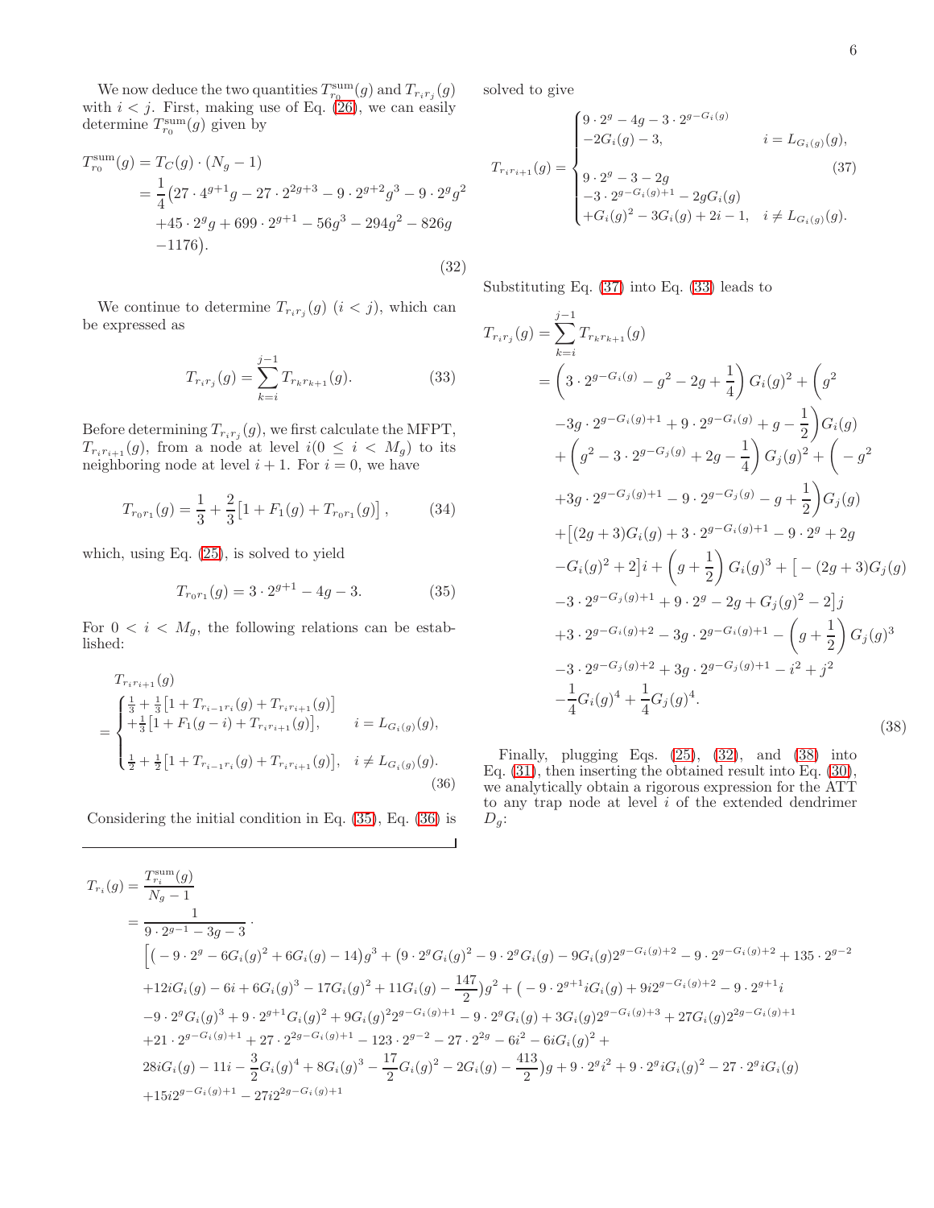We now deduce the two quantities $T_{r_0}^{\rm sum}(g)$ and $T_{r_ir_j}(g)$ with $i<j$. First, making use of Eq. (26), we can easily determine $T_{r_0}^{\rm sum}(g)$ given by

$$
\begin{aligned}
T_{r_0}^{\rm sum}(g) &= T_C(g)\cdot(N_g-1)\\
&= \frac{1}{4}\big(27\cdot 4^{g+1}g - 27\cdot 2^{2g+3} - 9\cdot 2^{g+2}g^3 - 9\cdot 2^g g^2\\
&\quad +45\cdot 2^g g + 699\cdot 2^{g+1} - 56g^3 - 294g^2 - 826g\\
&\quad -1176\big).
\end{aligned}
\tag{32}
$$

We continue to determine $T_{r_ir_j}(g)$ $(i<j)$, which can be expressed as

$$
T_{r_ir_j}(g) = \sum_{k=i}^{j-1} T_{r_kr_{k+1}}(g). \tag{33}
$$

Before determining $T_{r_ir_j}(g)$, we first calculate the MFPT, $T_{r_ir_{i+1}}(g)$, from a node at level $i(0\le i<M_g)$ to its neighboring node at level $i+1$. For $i=0$, we have

$$
T_{r_0r_1}(g) = \frac{1}{3} + \frac{2}{3}\big[1 + F_1(g) + T_{r_0r_1}(g)\big], \tag{34}
$$

which, using Eq. (25), is solved to yield

$$
T_{r_0r_1}(g) = 3\cdot 2^{g+1} - 4g - 3. \tag{35}
$$

For $0<i<M_g$, the following relations can be established:

$$
T_{r_ir_{i+1}}(g) = \begin{cases}
\frac{1}{3} + \frac{1}{3}\big[1 + T_{r_{i-1}r_i}(g) + T_{r_ir_{i+1}}(g)\big] \\
+\frac{1}{3}\big[1 + F_1(g-i) + T_{r_ir_{i+1}}(g)\big], & i = L_{G_i(g)}(g),\\
\\
\frac{1}{2} + \frac{1}{2}\big[1 + T_{r_{i-1}r_i}(g) + T_{r_ir_{i+1}}(g)\big], & i \ne L_{G_i(g)}(g).
\end{cases}
\tag{36}
$$

Considering the initial condition in Eq. (35), Eq. (36) is solved to give

$$
T_{r_ir_{i+1}}(g) = \begin{cases}
9\cdot 2^g - 4g - 3\cdot 2^{g-G_i(g)} \\
-2G_i(g) - 3, & i = L_{G_i(g)}(g),\\
\\
9\cdot 2^g - 3 - 2g \\
-3\cdot 2^{g-G_i(g)+1} - 2gG_i(g) \\
+G_i(g)^2 - 3G_i(g) + 2i - 1, & i \ne L_{G_i(g)}(g).
\end{cases}
\tag{37}
$$

Substituting Eq. (37) into Eq. (33) leads to

$$
\begin{aligned}
T_{r_ir_j}(g) &= \sum_{k=i}^{j-1} T_{r_kr_{k+1}}(g)\\
&= \left(3\cdot 2^{g-G_i(g)} - g^2 - 2g + \frac{1}{4}\right)G_i(g)^2 + \bigg(g^2\\
&\quad -3g\cdot 2^{g-G_i(g)+1} + 9\cdot 2^{g-G_i(g)} + g - \frac{1}{2}\bigg)G_i(g)\\
&\quad + \left(g^2 - 3\cdot 2^{g-G_j(g)} + 2g - \frac{1}{4}\right)G_j(g)^2 + \bigg(-g^2\\
&\quad +3g\cdot 2^{g-G_j(g)+1} - 9\cdot 2^{g-G_j(g)} - g + \frac{1}{2}\bigg)G_j(g)\\
&\quad +\big[(2g+3)G_i(g) + 3\cdot 2^{g-G_i(g)+1} - 9\cdot 2^g + 2g\\
&\quad -G_i(g)^2 + 2\big]i + \left(g + \frac{1}{2}\right)G_i(g)^3 + \big[-(2g+3)G_j(g)\\
&\quad -3\cdot 2^{g-G_j(g)+1} + 9\cdot 2^g - 2g + G_j(g)^2 - 2\big]j\\
&\quad +3\cdot 2^{g-G_i(g)+2} - 3g\cdot 2^{g-G_i(g)+1} - \left(g + \frac{1}{2}\right)G_j(g)^3\\
&\quad -3\cdot 2^{g-G_j(g)+2} + 3g\cdot 2^{g-G_j(g)+1} - i^2 + j^2\\
&\quad -\frac{1}{4}G_i(g)^4 + \frac{1}{4}G_j(g)^4.
\end{aligned}
\tag{38}
$$

Finally, plugging Eqs. (25), (32), and (38) into Eq. (31), then inserting the obtained result into Eq. (30), we analytically obtain a rigorous expression for the ATT to any trap node at level $i$ of the extended dendrimer $D_g$:

$$
\begin{aligned}
T_{r_i}(g) &= \frac{T_{r_i}^{\rm sum}(g)}{N_g - 1}\\
&= \frac{1}{9\cdot 2^{g-1} - 3g - 3}\cdot\\
&\quad\Big[\big(-9\cdot 2^g - 6G_i(g)^2 + 6G_i(g) - 14\big)g^3 + \big(9\cdot 2^g G_i(g)^2 - 9\cdot 2^g G_i(g) - 9G_i(g)2^{g-G_i(g)+2} - 9\cdot 2^{g-G_i(g)+2} + 135\cdot 2^{g-2}\\
&\quad +12iG_i(g) - 6i + 6G_i(g)^3 - 17G_i(g)^2 + 11G_i(g) - \frac{147}{2}\big)g^2 + \big(-9\cdot 2^{g+1}iG_i(g) + 9i2^{g-G_i(g)+2} - 9\cdot 2^{g+1}i\\
&\quad -9\cdot 2^g G_i(g)^3 + 9\cdot 2^{g+1}G_i(g)^2 + 9G_i(g)^2 2^{g-G_i(g)+1} - 9\cdot 2^g G_i(g) + 3G_i(g)2^{g-G_i(g)+3} + 27G_i(g)2^{2g-G_i(g)+1}\\
&\quad +21\cdot 2^{g-G_i(g)+1} + 27\cdot 2^{2g-G_i(g)+1} - 123\cdot 2^{g-2} - 27\cdot 2^{2g} - 6i^2 - 6iG_i(g)^2 +\\
&\quad 28iG_i(g) - 11i - \frac{3}{2}G_i(g)^4 + 8G_i(g)^3 - \frac{17}{2}G_i(g)^2 - 2G_i(g) - \frac{413}{2}\big)g + 9\cdot 2^g i^2 + 9\cdot 2^g iG_i(g)^2 - 27\cdot 2^g iG_i(g)\\
&\quad +15i2^{g-G_i(g)+1} - 27i2^{2g-G_i(g)+1}
\end{aligned}
$$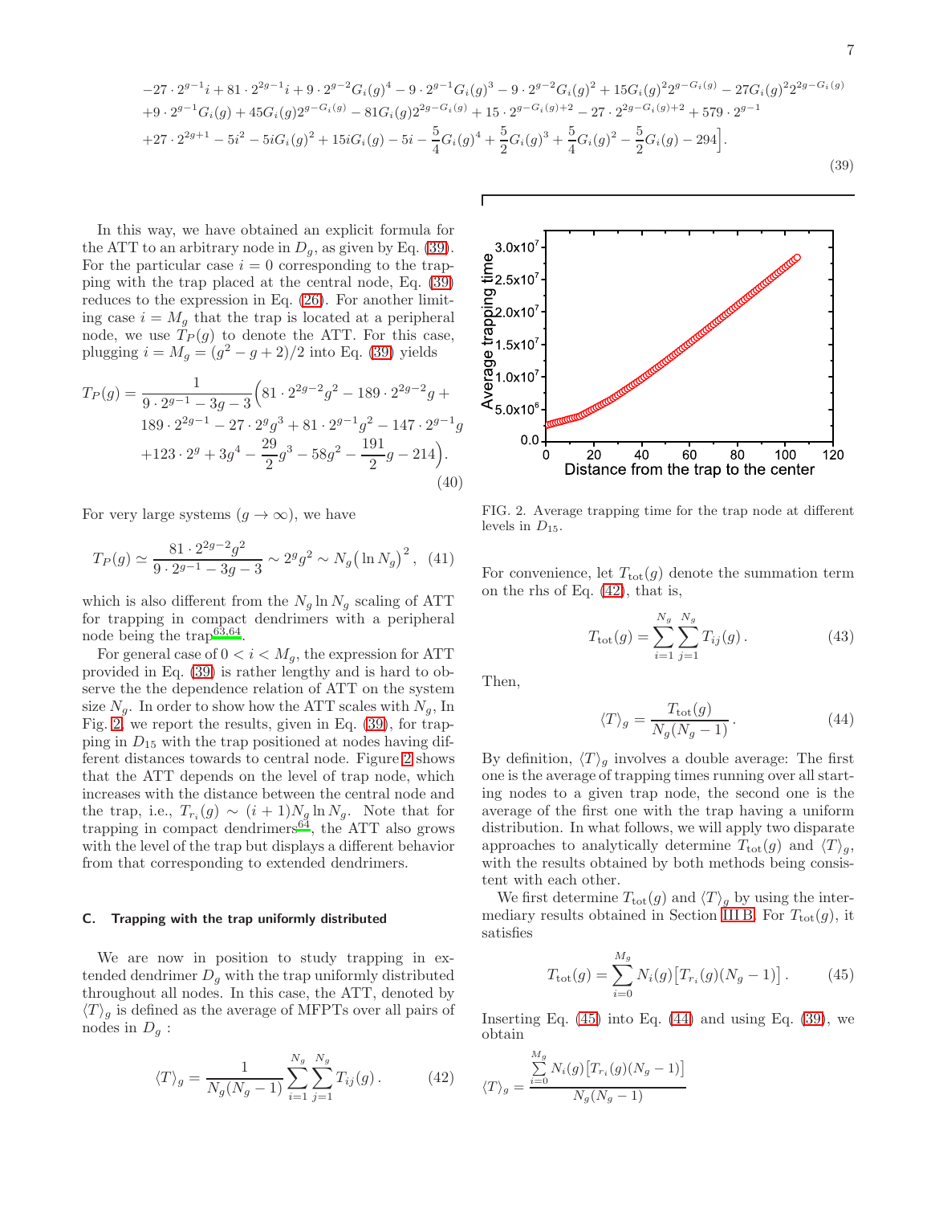$$
\begin{aligned}
&-27\cdot 2^{g-1}i+81\cdot 2^{2g-1}i+9\cdot 2^{g-2}G_i(g)^4-9\cdot 2^{g-1}G_i(g)^3-9\cdot 2^{g-2}G_i(g)^2+15G_i(g)^2 2^{g-G_i(g)}-27G_i(g)^2 2^{2g-G_i(g)}\\
&+9\cdot 2^{g-1}G_i(g)+45G_i(g)2^{g-G_i(g)}-81G_i(g)2^{2g-G_i(g)}+15\cdot 2^{g-G_i(g)+2}-27\cdot 2^{2g-G_i(g)+2}+579\cdot 2^{g-1}\\
&+27\cdot 2^{2g+1}-5i^2-5iG_i(g)^2+15iG_i(g)-5i-\frac{5}{4}G_i(g)^4+\frac{5}{2}G_i(g)^3+\frac{5}{4}G_i(g)^2-\frac{5}{2}G_i(g)-294\Big].
\end{aligned}
\tag{39}
$$

In this way, we have obtained an explicit formula for the ATT to an arbitrary node in $D_g$, as given by Eq. (39). For the particular case $i=0$ corresponding to the trapping with the trap placed at the central node, Eq. (39) reduces to the expression in Eq. (26). For another limiting case $i=M_g$ that the trap is located at a peripheral node, we use $T_P(g)$ to denote the ATT. For this case, plugging $i=M_g=(g^2-g+2)/2$ into Eq. (39) yields

$$
\begin{aligned}
T_P(g)=&\frac{1}{9\cdot 2^{g-1}-3g-3}\Big(81\cdot 2^{2g-2}g^2-189\cdot 2^{2g-2}g+\\
&189\cdot 2^{2g-1}-27\cdot 2^g g^3+81\cdot 2^{g-1}g^2-147\cdot 2^{g-1}g\\
&+123\cdot 2^g+3g^4-\frac{29}{2}g^3-58g^2-\frac{191}{2}g-214\Big).
\end{aligned}
\tag{40}
$$

For very large systems ($g\to\infty$), we have

$$
T_P(g)\simeq\frac{81\cdot 2^{2g-2}g^2}{9\cdot 2^{g-1}-3g-3}\sim 2^g g^2\sim N_g\big(\ln N_g\big)^2\,, \tag{41}
$$

which is also different from the $N_g\ln N_g$ scaling of ATT for trapping in compact dendrimers with a peripheral node being the trap[63,64].

For general case of $0<i<M_g$, the expression for ATT provided in Eq. (39) is rather lengthy and is hard to observe the the dependence relation of ATT on the system size $N_g$. In order to show how the ATT scales with $N_g$, In Fig. 2, we report the results, given in Eq. (39), for trapping in $D_{15}$ with the trap positioned at nodes having different distances towards to central node. Figure 2 shows that the ATT depends on the level of trap node, which increases with the distance between the central node and the trap, i.e., $T_{r_i}(g)\sim(i+1)N_g\ln N_g$. Note that for trapping in compact dendrimers[64], the ATT also grows with the level of the trap but displays a different behavior from that corresponding to extended dendrimers.

FIG. 2. Average trapping time for the trap node at different levels in $D_{15}$.

### C. Trapping with the trap uniformly distributed

We are now in position to study trapping in extended dendrimer $D_g$ with the trap uniformly distributed throughout all nodes. In this case, the ATT, denoted by $\langle T\rangle_g$ is defined as the average of MFPTs over all pairs of nodes in $D_g$ :

$$
\langle T\rangle_g=\frac{1}{N_g(N_g-1)}\sum_{i=1}^{N_g}\sum_{j=1}^{N_g}T_{ij}(g)\,. \tag{42}
$$

For convenience, let $T_{\rm tot}(g)$ denote the summation term on the rhs of Eq. (42), that is,

$$
T_{\rm tot}(g)=\sum_{i=1}^{N_g}\sum_{j=1}^{N_g}T_{ij}(g)\,. \tag{43}
$$

Then,

$$
\langle T\rangle_g=\frac{T_{\rm tot}(g)}{N_g(N_g-1)}\,. \tag{44}
$$

By definition, $\langle T\rangle_g$ involves a double average: The first one is the average of trapping times running over all starting nodes to a given trap node, the second one is the average of the first one with the trap having a uniform distribution. In what follows, we will apply two disparate approaches to analytically determine $T_{\rm tot}(g)$ and $\langle T\rangle_g$, with the results obtained by both methods being consistent with each other.

We first determine $T_{\rm tot}(g)$ and $\langle T\rangle_g$ by using the intermediary results obtained in Section III B. For $T_{\rm tot}(g)$, it satisfies

$$
T_{\rm tot}(g)=\sum_{i=0}^{M_g}N_i(g)\big[T_{r_i}(g)(N_g-1)\big]\,. \tag{45}
$$

Inserting Eq. (45) into Eq. (44) and using Eq. (39), we obtain

$$
\langle T\rangle_g=\frac{\sum\limits_{i=0}^{M_g}N_i(g)\big[T_{r_i}(g)(N_g-1)\big]}{N_g(N_g-1)}
$$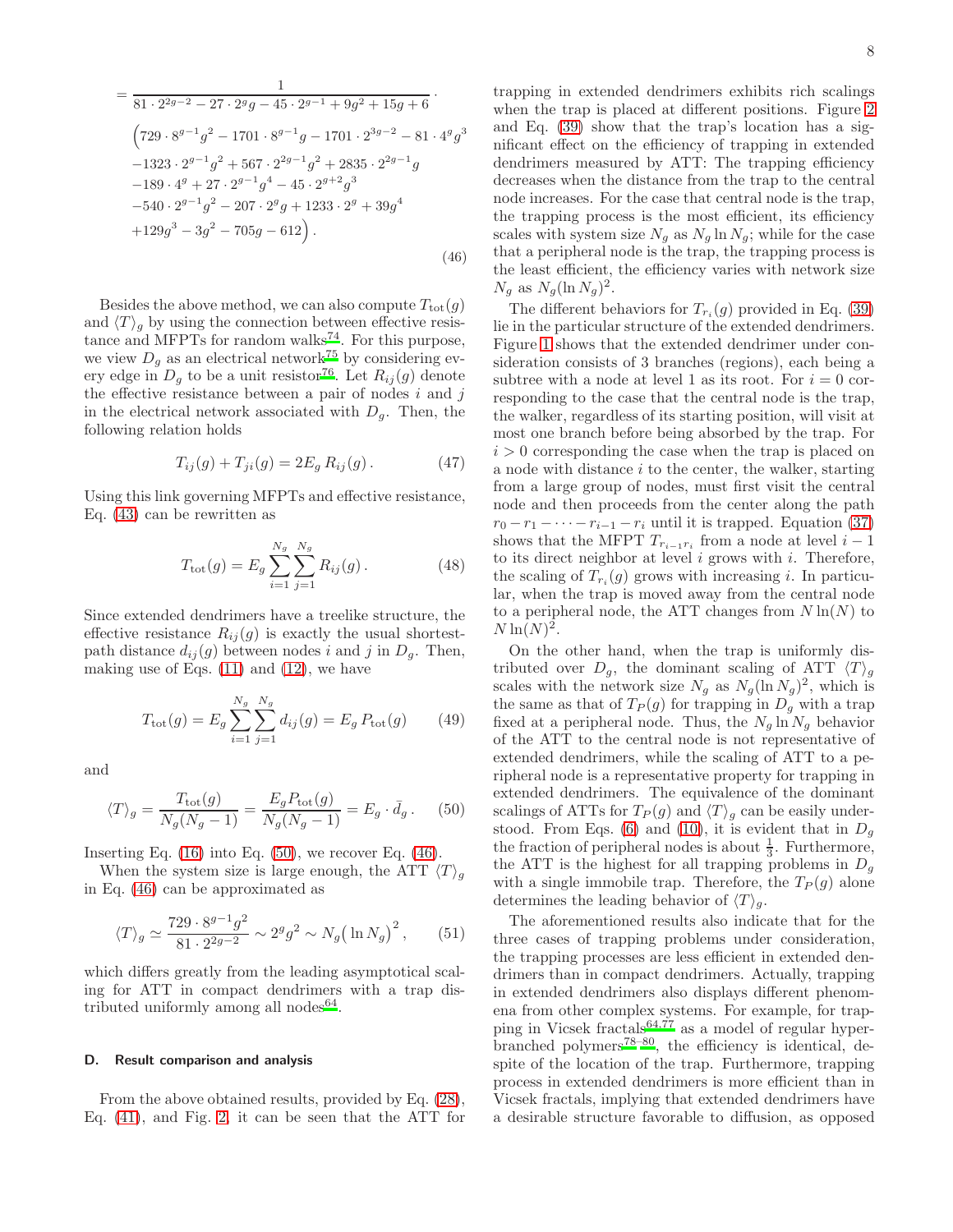$$
= \frac{1}{81 \cdot 2^{2g-2} - 27 \cdot 2^g g - 45 \cdot 2^{g-1} + 9g^2 + 15g + 6} \cdot
\Big(729 \cdot 8^{g-1} g^2 - 1701 \cdot 8^{g-1} g - 1701 \cdot 2^{3g-2} - 81 \cdot 4^g g^3
-1323 \cdot 2^{g-1} g^2 + 567 \cdot 2^{2g-1} g^2 + 2835 \cdot 2^{2g-1} g
-189 \cdot 4^g + 27 \cdot 2^{g-1} g^4 - 45 \cdot 2^{g+2} g^3
-540 \cdot 2^{g-1} g^2 - 207 \cdot 2^g g + 1233 \cdot 2^g + 39g^4
+129g^3 - 3g^2 - 705g - 612\Big) . \tag{46}
$$

Besides the above method, we can also compute $T_{\rm tot}(g)$ and $\langle T \rangle_g$ by using the connection between effective resistance and MFPTs for random walks[74]. For this purpose, we view $D_g$ as an electrical network[75] by considering every edge in $D_g$ to be a unit resistor[76]. Let $R_{ij}(g)$ denote the effective resistance between a pair of nodes $i$ and $j$ in the electrical network associated with $D_g$. Then, the following relation holds

$$
T_{ij}(g) + T_{ji}(g) = 2E_g\, R_{ij}(g) . \tag{47}
$$

Using this link governing MFPTs and effective resistance, Eq. (43) can be rewritten as

$$
T_{\rm tot}(g) = E_g \sum_{i=1}^{N_g} \sum_{j=1}^{N_g} R_{ij}(g) . \tag{48}
$$

Since extended dendrimers have a treelike structure, the effective resistance $R_{ij}(g)$ is exactly the usual shortest-path distance $d_{ij}(g)$ between nodes $i$ and $j$ in $D_g$. Then, making use of Eqs. (11) and (12), we have

$$
T_{\rm tot}(g) = E_g \sum_{i=1}^{N_g} \sum_{j=1}^{N_g} d_{ij}(g) = E_g\, P_{\rm tot}(g) \tag{49}
$$

and

$$
\langle T \rangle_g = \frac{T_{\rm tot}(g)}{N_g(N_g-1)} = \frac{E_g P_{\rm tot}(g)}{N_g(N_g-1)} = E_g \cdot \bar{d}_g . \tag{50}
$$

Inserting Eq. (16) into Eq. (50), we recover Eq. (46).

When the system size is large enough, the ATT $\langle T \rangle_g$ in Eq. (46) can be approximated as

$$
\langle T \rangle_g \simeq \frac{729 \cdot 8^{g-1} g^2}{81 \cdot 2^{2g-2}} \sim 2^g g^2 \sim N_g \big(\ln N_g\big)^2 , \tag{51}
$$

which differs greatly from the leading asymptotical scaling for ATT in compact dendrimers with a trap distributed uniformly among all nodes[64].

### D. Result comparison and analysis

From the above obtained results, provided by Eq. (28), Eq. (41), and Fig. 2, it can be seen that the ATT for trapping in extended dendrimers exhibits rich scalings when the trap is placed at different positions. Figure 2 and Eq. (39) show that the trap's location has a significant effect on the efficiency of trapping in extended dendrimers measured by ATT: The trapping efficiency decreases when the distance from the trap to the central node increases. For the case that central node is the trap, the trapping process is the most efficient, its efficiency scales with system size $N_g$ as $N_g \ln N_g$; while for the case that a peripheral node is the trap, the trapping process is the least efficient, the efficiency varies with network size $N_g$ as $N_g(\ln N_g)^2$.

The different behaviors for $T_{r_i}(g)$ provided in Eq. (39) lie in the particular structure of the extended dendrimers. Figure 1 shows that the extended dendrimer under consideration consists of 3 branches (regions), each being a subtree with a node at level 1 as its root. For $i = 0$ corresponding to the case that the central node is the trap, the walker, regardless of its starting position, will visit at most one branch before being absorbed by the trap. For $i > 0$ corresponding the case when the trap is placed on a node with distance $i$ to the center, the walker, starting from a large group of nodes, must first visit the central node and then proceeds from the center along the path $r_0 - r_1 - \cdots - r_{i-1} - r_i$ until it is trapped. Equation (37) shows that the MFPT $T_{r_{i-1} r_i}$ from a node at level $i-1$ to its direct neighbor at level $i$ grows with $i$. Therefore, the scaling of $T_{r_i}(g)$ grows with increasing $i$. In particular, when the trap is moved away from the central node to a peripheral node, the ATT changes from $N \ln(N)$ to $N \ln(N)^2$.

On the other hand, when the trap is uniformly distributed over $D_g$, the dominant scaling of ATT $\langle T \rangle_g$ scales with the network size $N_g$ as $N_g(\ln N_g)^2$, which is the same as that of $T_P(g)$ for trapping in $D_g$ with a trap fixed at a peripheral node. Thus, the $N_g \ln N_g$ behavior of the ATT to the central node is not representative of extended dendrimers, while the scaling of ATT to a peripheral node is a representative property for trapping in extended dendrimers. The equivalence of the dominant scalings of ATTs for $T_P(g)$ and $\langle T \rangle_g$ can be easily understood. From Eqs. (6) and (10), it is evident that in $D_g$ the fraction of peripheral nodes is about $\frac{1}{3}$. Furthermore, the ATT is the highest for all trapping problems in $D_g$ with a single immobile trap. Therefore, the $T_P(g)$ alone determines the leading behavior of $\langle T \rangle_g$.

The aforementioned results also indicate that for the three cases of trapping problems under consideration, the trapping processes are less efficient in extended dendrimers than in compact dendrimers. Actually, trapping in extended dendrimers also displays different phenomena from other complex systems. For example, for trapping in Vicsek fractals[64,77] as a model of regular hyperbranched polymers[78–80], the efficiency is identical, despite of the location of the trap. Furthermore, trapping process in extended dendrimers is more efficient than in Vicsek fractals, implying that extended dendrimers have a desirable structure favorable to diffusion, as opposed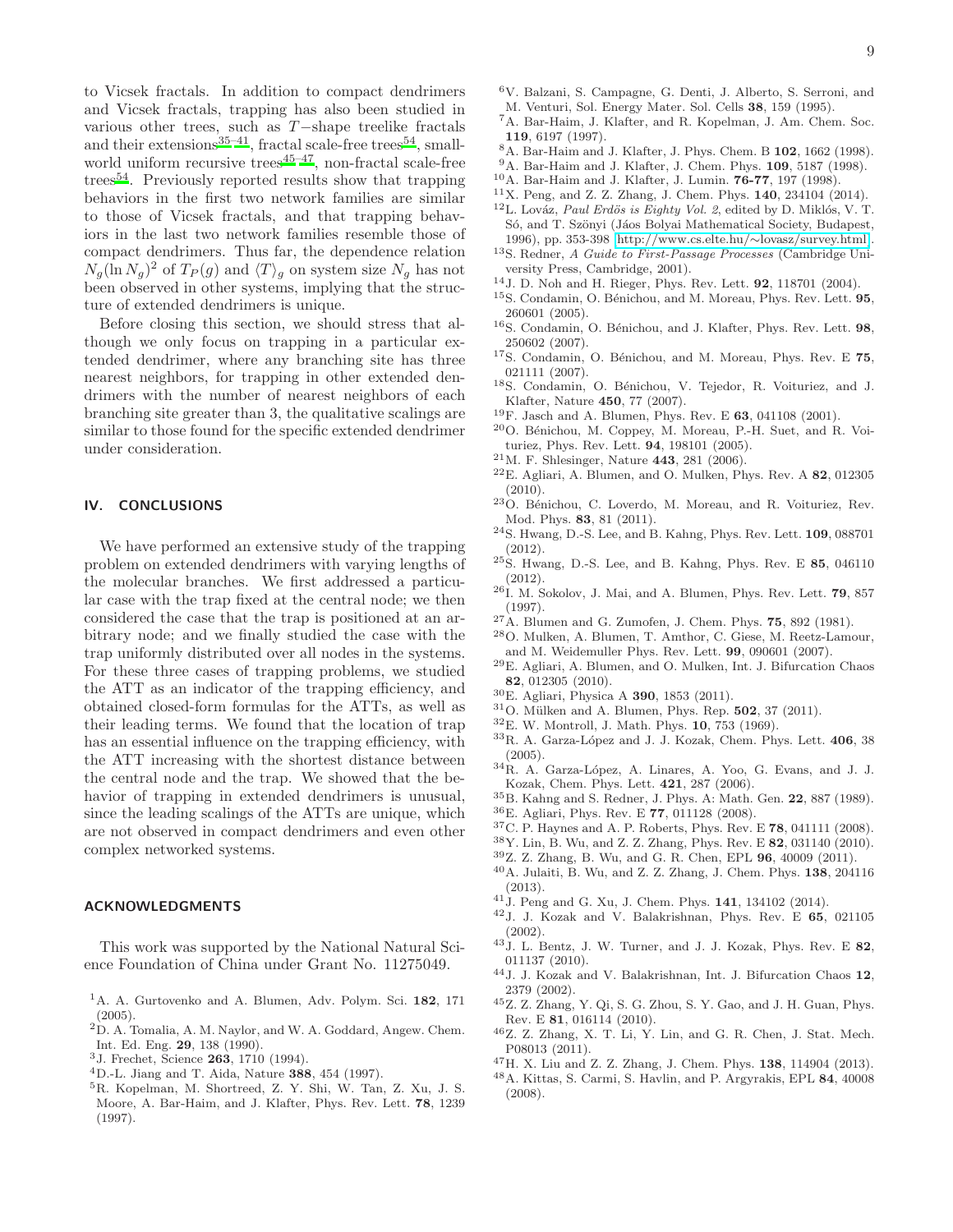to Vicsek fractals. In addition to compact dendrimers and Vicsek fractals, trapping has also been studied in various other trees, such as $T-$shape treelike fractals and their extensions[35–41], fractal scale-free trees[54], small-world uniform recursive trees[45–47], non-fractal scale-free trees[54]. Previously reported results show that trapping behaviors in the first two network families are similar to those of Vicsek fractals, and that trapping behaviors in the last two network families resemble those of compact dendrimers. Thus far, the dependence relation $N_g(\ln N_g)^2$ of $T_P(g)$ and $\langle T \rangle_g$ on system size $N_g$ has not been observed in other systems, implying that the structure of extended dendrimers is unique.

Before closing this section, we should stress that although we only focus on trapping in a particular extended dendrimer, where any branching site has three nearest neighbors, for trapping in other extended dendrimers with the number of nearest neighbors of each branching site greater than 3, the qualitative scalings are similar to those found for the specific extended dendrimer under consideration.

## IV. CONCLUSIONS

We have performed an extensive study of the trapping problem on extended dendrimers with varying lengths of the molecular branches. We first addressed a particular case with the trap fixed at the central node; we then considered the case that the trap is positioned at an arbitrary node; and we finally studied the case with the trap uniformly distributed over all nodes in the systems. For these three cases of trapping problems, we studied the ATT as an indicator of the trapping efficiency, and obtained closed-form formulas for the ATTs, as well as their leading terms. We found that the location of trap has an essential influence on the trapping efficiency, with the ATT increasing with the shortest distance between the central node and the trap. We showed that the behavior of trapping in extended dendrimers is unusual, since the leading scalings of the ATTs are unique, which are not observed in compact dendrimers and even other complex networked systems.

## ACKNOWLEDGMENTS

This work was supported by the National Natural Science Foundation of China under Grant No. 11275049.

[1] A. A. Gurtovenko and A. Blumen, Adv. Polym. Sci. **182**, 171 (2005).

[2] D. A. Tomalia, A. M. Naylor, and W. A. Goddard, Angew. Chem. Int. Ed. Eng. **29**, 138 (1990).

[3] J. Frechet, Science **263**, 1710 (1994).

[4] D.-L. Jiang and T. Aida, Nature **388**, 454 (1997).

[5] R. Kopelman, M. Shortreed, Z. Y. Shi, W. Tan, Z. Xu, J. S. Moore, A. Bar-Haim, and J. Klafter, Phys. Rev. Lett. **78**, 1239 (1997).

[6] V. Balzani, S. Campagne, G. Denti, J. Alberto, S. Serroni, and M. Venturi, Sol. Energy Mater. Sol. Cells **38**, 159 (1995).

[7] A. Bar-Haim, J. Klafter, and R. Kopelman, J. Am. Chem. Soc. **119**, 6197 (1997).

[8] A. Bar-Haim and J. Klafter, J. Phys. Chem. B **102**, 1662 (1998).

[9] A. Bar-Haim and J. Klafter, J. Chem. Phys. **109**, 5187 (1998).

[10] A. Bar-Haim and J. Klafter, J. Lumin. **76-77**, 197 (1998).

[11] X. Peng, and Z. Z. Zhang, J. Chem. Phys. **140**, 234104 (2014).

[12] L. Lováz, *Paul Erdös is Eighty Vol. 2*, edited by D. Miklós, V. T. Só, and T. Szönyi (Jáos Bolyai Mathematical Society, Budapest, 1996), pp. 353-398 [http://www.cs.elte.hu/∼lovasz/survey.html].

[13] S. Redner, *A Guide to First-Passage Processes* (Cambridge University Press, Cambridge, 2001).

[14] J. D. Noh and H. Rieger, Phys. Rev. Lett. **92**, 118701 (2004).

[15] S. Condamin, O. Bénichou, and M. Moreau, Phys. Rev. Lett. **95**, 260601 (2005).

[16] S. Condamin, O. Bénichou, and J. Klafter, Phys. Rev. Lett. **98**, 250602 (2007).

[17] S. Condamin, O. Bénichou, and M. Moreau, Phys. Rev. E **75**, 021111 (2007).

[18] S. Condamin, O. Bénichou, V. Tejedor, R. Voituriez, and J. Klafter, Nature **450**, 77 (2007).

[19] F. Jasch and A. Blumen, Phys. Rev. E **63**, 041108 (2001).

[20] O. Bénichou, M. Coppey, M. Moreau, P.-H. Suet, and R. Voituriez, Phys. Rev. Lett. **94**, 198101 (2005).

[21] M. F. Shlesinger, Nature **443**, 281 (2006).

[22] E. Agliari, A. Blumen, and O. Mulken, Phys. Rev. A **82**, 012305 (2010).

[23] O. Bénichou, C. Loverdo, M. Moreau, and R. Voituriez, Rev. Mod. Phys. **83**, 81 (2011).

[24] S. Hwang, D.-S. Lee, and B. Kahng, Phys. Rev. Lett. **109**, 088701 (2012).

[25] S. Hwang, D.-S. Lee, and B. Kahng, Phys. Rev. E **85**, 046110 (2012).

[26] I. M. Sokolov, J. Mai, and A. Blumen, Phys. Rev. Lett. **79**, 857 (1997).

[27] A. Blumen and G. Zumofen, J. Chem. Phys. **75**, 892 (1981).

[28] O. Mulken, A. Blumen, T. Amthor, C. Giese, M. Reetz-Lamour, and M. Weidemuller Phys. Rev. Lett. **99**, 090601 (2007).

[29] E. Agliari, A. Blumen, and O. Mulken, Int. J. Bifurcation Chaos **82**, 012305 (2010).

[30] E. Agliari, Physica A **390**, 1853 (2011).

[31] O. Mülken and A. Blumen, Phys. Rep. **502**, 37 (2011).

[32] E. W. Montroll, J. Math. Phys. **10**, 753 (1969).

[33] R. A. Garza-López and J. J. Kozak, Chem. Phys. Lett. **406**, 38 (2005).

[34] R. A. Garza-López, A. Linares, A. Yoo, G. Evans, and J. J. Kozak, Chem. Phys. Lett. **421**, 287 (2006).

[35] B. Kahng and S. Redner, J. Phys. A: Math. Gen. **22**, 887 (1989).

[36] E. Agliari, Phys. Rev. E **77**, 011128 (2008).

[37] C. P. Haynes and A. P. Roberts, Phys. Rev. E **78**, 041111 (2008).

[38] Y. Lin, B. Wu, and Z. Z. Zhang, Phys. Rev. E **82**, 031140 (2010).

[39] Z. Z. Zhang, B. Wu, and G. R. Chen, EPL **96**, 40009 (2011).

[40] A. Julaiti, B. Wu, and Z. Z. Zhang, J. Chem. Phys. **138**, 204116 (2013).

[41] J. Peng and G. Xu, J. Chem. Phys. **141**, 134102 (2014).

[42] J. J. Kozak and V. Balakrishnan, Phys. Rev. E **65**, 021105 (2002).

[43] J. L. Bentz, J. W. Turner, and J. J. Kozak, Phys. Rev. E **82**, 011137 (2010).

[44] J. J. Kozak and V. Balakrishnan, Int. J. Bifurcation Chaos **12**, 2379 (2002).

[45] Z. Z. Zhang, Y. Qi, S. G. Zhou, S. Y. Gao, and J. H. Guan, Phys. Rev. E **81**, 016114 (2010).

[46] Z. Z. Zhang, X. T. Li, Y. Lin, and G. R. Chen, J. Stat. Mech. P08013 (2011).

[47] H. X. Liu and Z. Z. Zhang, J. Chem. Phys. **138**, 114904 (2013).

[48] A. Kittas, S. Carmi, S. Havlin, and P. Argyrakis, EPL **84**, 40008 (2008).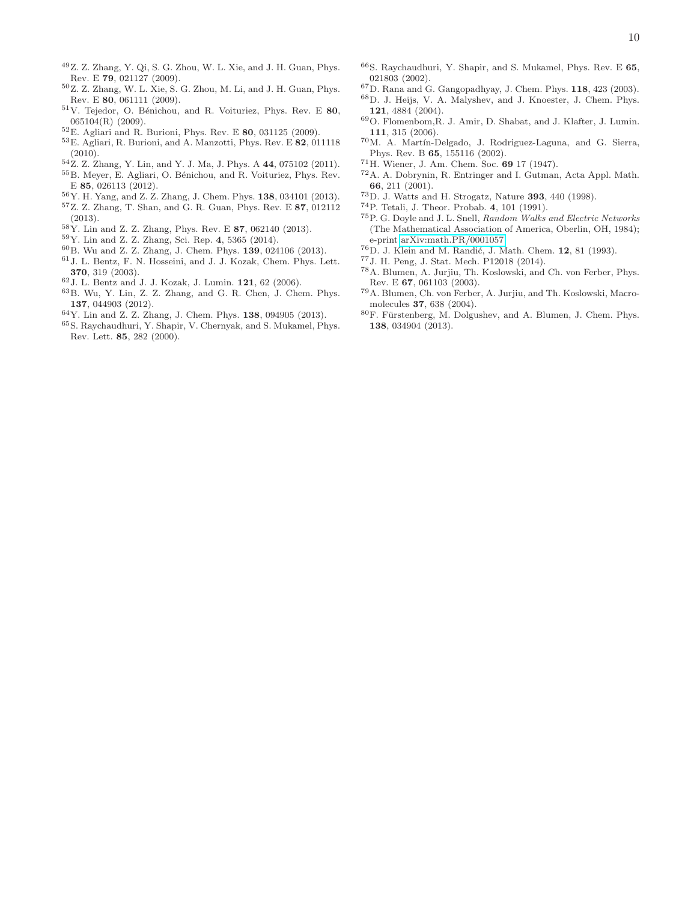[49] Z. Z. Zhang, Y. Qi, S. G. Zhou, W. L. Xie, and J. H. Guan, Phys. Rev. E **79**, 021127 (2009).

[50] Z. Z. Zhang, W. L. Xie, S. G. Zhou, M. Li, and J. H. Guan, Phys. Rev. E **80**, 061111 (2009).

[51] V. Tejedor, O. Bénichou, and R. Voituriez, Phys. Rev. E **80**, 065104(R) (2009).

[52] E. Agliari and R. Burioni, Phys. Rev. E **80**, 031125 (2009).

[53] E. Agliari, R. Burioni, and A. Manzotti, Phys. Rev. E **82**, 011118 (2010).

[54] Z. Z. Zhang, Y. Lin, and Y. J. Ma, J. Phys. A **44**, 075102 (2011).

[55] B. Meyer, E. Agliari, O. Bénichou, and R. Voituriez, Phys. Rev. E **85**, 026113 (2012).

[56] Y. H. Yang, and Z. Z. Zhang, J. Chem. Phys. **138**, 034101 (2013).

[57] Z. Z. Zhang, T. Shan, and G. R. Guan, Phys. Rev. E **87**, 012112 (2013).

[58] Y. Lin and Z. Z. Zhang, Phys. Rev. E **87**, 062140 (2013).

[59] Y. Lin and Z. Z. Zhang, Sci. Rep. **4**, 5365 (2014).

[60] B. Wu and Z. Z. Zhang, J. Chem. Phys. **139**, 024106 (2013).

[61] J. L. Bentz, F. N. Hosseini, and J. J. Kozak, Chem. Phys. Lett. **370**, 319 (2003).

[62] J. L. Bentz and J. J. Kozak, J. Lumin. **121**, 62 (2006).

[63] B. Wu, Y. Lin, Z. Z. Zhang, and G. R. Chen, J. Chem. Phys. **137**, 044903 (2012).

[64] Y. Lin and Z. Z. Zhang, J. Chem. Phys. **138**, 094905 (2013).

[65] S. Raychaudhuri, Y. Shapir, V. Chernyak, and S. Mukamel, Phys. Rev. Lett. **85**, 282 (2000).

[66] S. Raychaudhuri, Y. Shapir, and S. Mukamel, Phys. Rev. E **65**, 021803 (2002).

[67] D. Rana and G. Gangopadhyay, J. Chem. Phys. **118**, 423 (2003).

[68] D. J. Heijs, V. A. Malyshev, and J. Knoester, J. Chem. Phys. **121**, 4884 (2004).

[69] O. Flomenbom,R. J. Amir, D. Shabat, and J. Klafter, J. Lumin. **111**, 315 (2006).

[70] M. A. Martín-Delgado, J. Rodriguez-Laguna, and G. Sierra, Phys. Rev. B **65**, 155116 (2002).

[71] H. Wiener, J. Am. Chem. Soc. **69** 17 (1947).

[72] A. A. Dobrynin, R. Entringer and I. Gutman, Acta Appl. Math. **66**, 211 (2001).

[73] D. J. Watts and H. Strogatz, Nature **393**, 440 (1998).

[74] P. Tetali, J. Theor. Probab. **4**, 101 (1991).

[75] P. G. Doyle and J. L. Snell, *Random Walks and Electric Networks* (The Mathematical Association of America, Oberlin, OH, 1984); e-print arXiv:math.PR/0001057.

[76] D. J. Klein and M. Randić, J. Math. Chem. **12**, 81 (1993).

[77] J. H. Peng, J. Stat. Mech. P12018 (2014).

[78] A. Blumen, A. Jurjiu, Th. Koslowski, and Ch. von Ferber, Phys. Rev. E **67**, 061103 (2003).

[79] A. Blumen, Ch. von Ferber, A. Jurjiu, and Th. Koslowski, Macromolecules **37**, 638 (2004).

[80] F. Fürstenberg, M. Dolgushev, and A. Blumen, J. Chem. Phys. **138**, 034904 (2013).